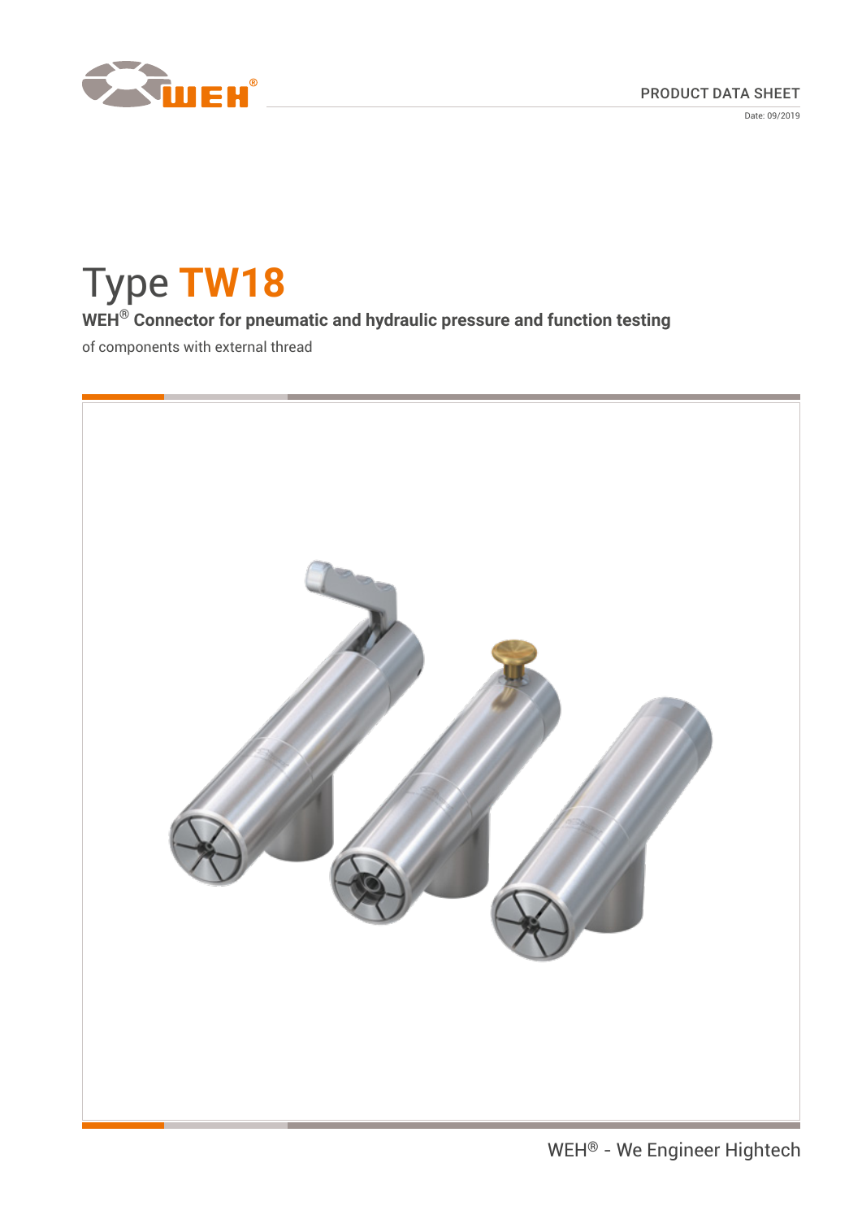PRODUCT DATA SHEET

Date: 09/2019

# Type TW18

**WEH® Connector for pneumatic and hydraulic pressure and function testing**

of components with external thread

WEH® - We Engineer Hightech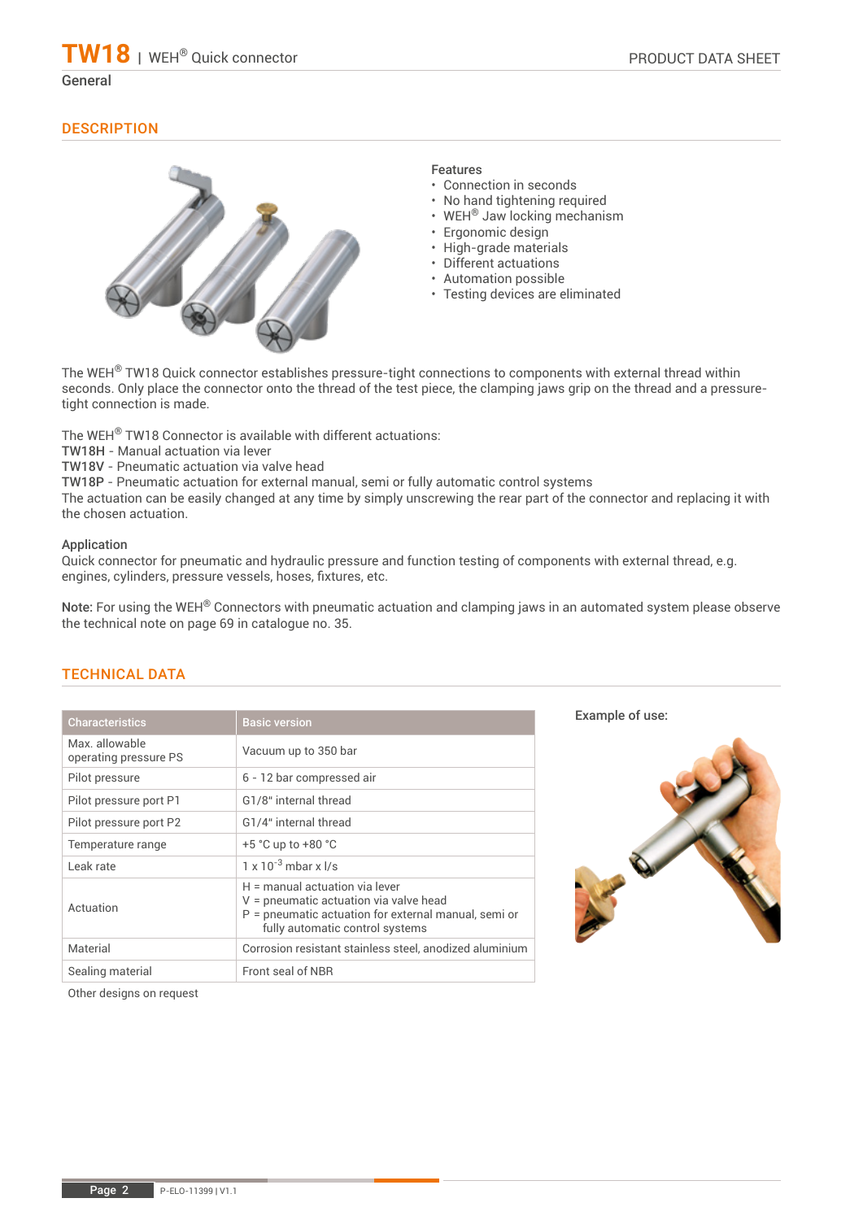# TW18 | WEH® Quick connector

General

## DESCRIPTION

**Features**

- Connection in seconds
- No hand tightening required
- WEH® Jaw locking mechanism
- Ergonomic design
- High-grade materials
- Different actuations
- Automation possible
- Testing devices are eliminated

The WEH® TW18 Quick connector establishes pressure-tight connections to components with external thread within seconds. Only place the connector onto the thread of the test piece, the clamping jaws grip on the thread and a pressure-tight connection is made.

The WEH® TW18 Connector is available with different actuations:
**TW18H** - Manual actuation via lever
**TW18V** - Pneumatic actuation via valve head
**TW18P** - Pneumatic actuation for external manual, semi or fully automatic control systems
The actuation can be easily changed at any time by simply unscrewing the rear part of the connector and replacing it with the chosen actuation.

**Application**
Quick connector for pneumatic and hydraulic pressure and function testing of components with external thread, e.g. engines, cylinders, pressure vessels, hoses, fixtures, etc.

**Note:** For using the WEH® Connectors with pneumatic actuation and clamping jaws in an automated system please observe the technical note on page 69 in catalogue no. 35.

## TECHNICAL DATA

| Characteristics | Basic version |
|---|---|
| Max. allowable operating pressure PS | Vacuum up to 350 bar |
| Pilot pressure | 6 - 12 bar compressed air |
| Pilot pressure port P1 | G1/8" internal thread |
| Pilot pressure port P2 | G1/4" internal thread |
| Temperature range | +5 °C up to +80 °C |
| Leak rate | 1 x $10^{-3}$ mbar x l/s |
| Actuation | H = manual actuation via lever<br>V = pneumatic actuation via valve head<br>P = pneumatic actuation for external manual, semi or fully automatic control systems |
| Material | Corrosion resistant stainless steel, anodized aluminium |
| Sealing material | Front seal of NBR |

Other designs on request

**Example of use:**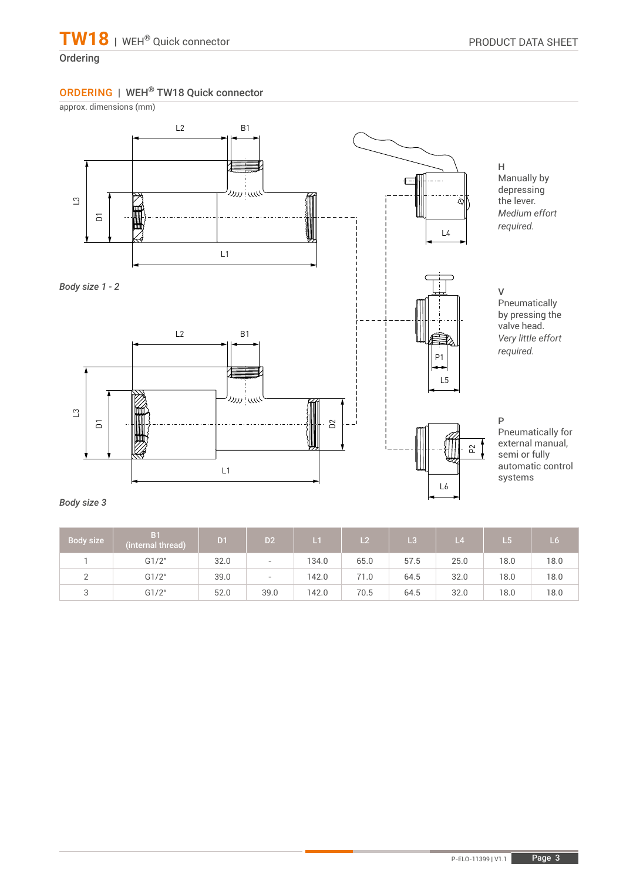## Ordering

### ORDERING | WEH® TW18 Quick connector

approx. dimensions (mm)

*Body size 1 - 2*

*Body size 3*

**H**
Manually by depressing the lever.
*Medium effort required.*

**V**
Pneumatically by pressing the valve head.
*Very little effort required.*

**P**
Pneumatically for external manual, semi or fully automatic control systems

| Body size | B1 (internal thread) | D1 | D2 | L1 | L2 | L3 | L4 | L5 | L6 |
|---|---|---|---|---|---|---|---|---|---|
| 1 | G1/2" | 32.0 | - | 134.0 | 65.0 | 57.5 | 25.0 | 18.0 | 18.0 |
| 2 | G1/2" | 39.0 | - | 142.0 | 71.0 | 64.5 | 32.0 | 18.0 | 18.0 |
| 3 | G1/2" | 52.0 | 39.0 | 142.0 | 70.5 | 64.5 | 32.0 | 18.0 | 18.0 |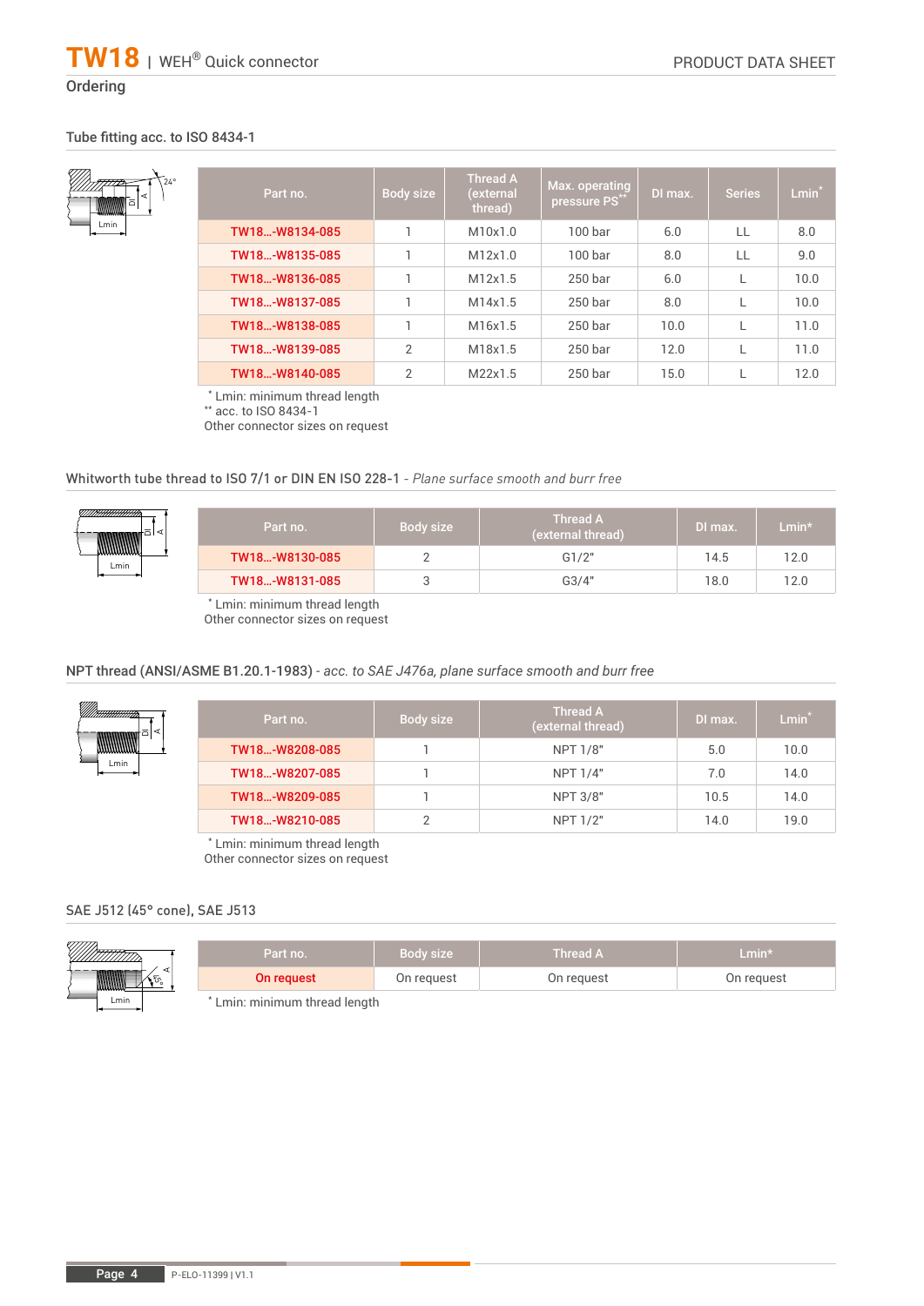## Ordering

### Tube fitting acc. to ISO 8434-1

| Part no. | Body size | Thread A (external thread) | Max. operating pressure PS** | DI max. | Series | Lmin* |
|---|---|---|---|---|---|---|
| TW18…-W8134-085 | 1 | M10x1.0 | 100 bar | 6.0 | LL | 8.0 |
| TW18…-W8135-085 | 1 | M12x1.0 | 100 bar | 8.0 | LL | 9.0 |
| TW18…-W8136-085 | 1 | M12x1.5 | 250 bar | 6.0 | L | 10.0 |
| TW18…-W8137-085 | 1 | M14x1.5 | 250 bar | 8.0 | L | 10.0 |
| TW18…-W8138-085 | 1 | M16x1.5 | 250 bar | 10.0 | L | 11.0 |
| TW18…-W8139-085 | 2 | M18x1.5 | 250 bar | 12.0 | L | 11.0 |
| TW18…-W8140-085 | 2 | M22x1.5 | 250 bar | 15.0 | L | 12.0 |

* Lmin: minimum thread length
** acc. to ISO 8434-1
Other connector sizes on request

### Whitworth tube thread to ISO 7/1 or DIN EN ISO 228-1 - *Plane surface smooth and burr free*

| Part no. | Body size | Thread A (external thread) | DI max. | Lmin* |
|---|---|---|---|---|
| TW18…-W8130-085 | 2 | G1/2" | 14.5 | 12.0 |
| TW18…-W8131-085 | 3 | G3/4" | 18.0 | 12.0 |

* Lmin: minimum thread length
Other connector sizes on request

### NPT thread (ANSI/ASME B1.20.1-1983) - *acc. to SAE J476a, plane surface smooth and burr free*

| Part no. | Body size | Thread A (external thread) | DI max. | Lmin* |
|---|---|---|---|---|
| TW18…-W8208-085 | 1 | NPT 1/8" | 5.0 | 10.0 |
| TW18…-W8207-085 | 1 | NPT 1/4" | 7.0 | 14.0 |
| TW18…-W8209-085 | 1 | NPT 3/8" | 10.5 | 14.0 |
| TW18…-W8210-085 | 2 | NPT 1/2" | 14.0 | 19.0 |

* Lmin: minimum thread length
Other connector sizes on request

### SAE J512 (45° cone), SAE J513

| Part no. | Body size | Thread A | Lmin* |
|---|---|---|---|
| On request | On request | On request | On request |

* Lmin: minimum thread length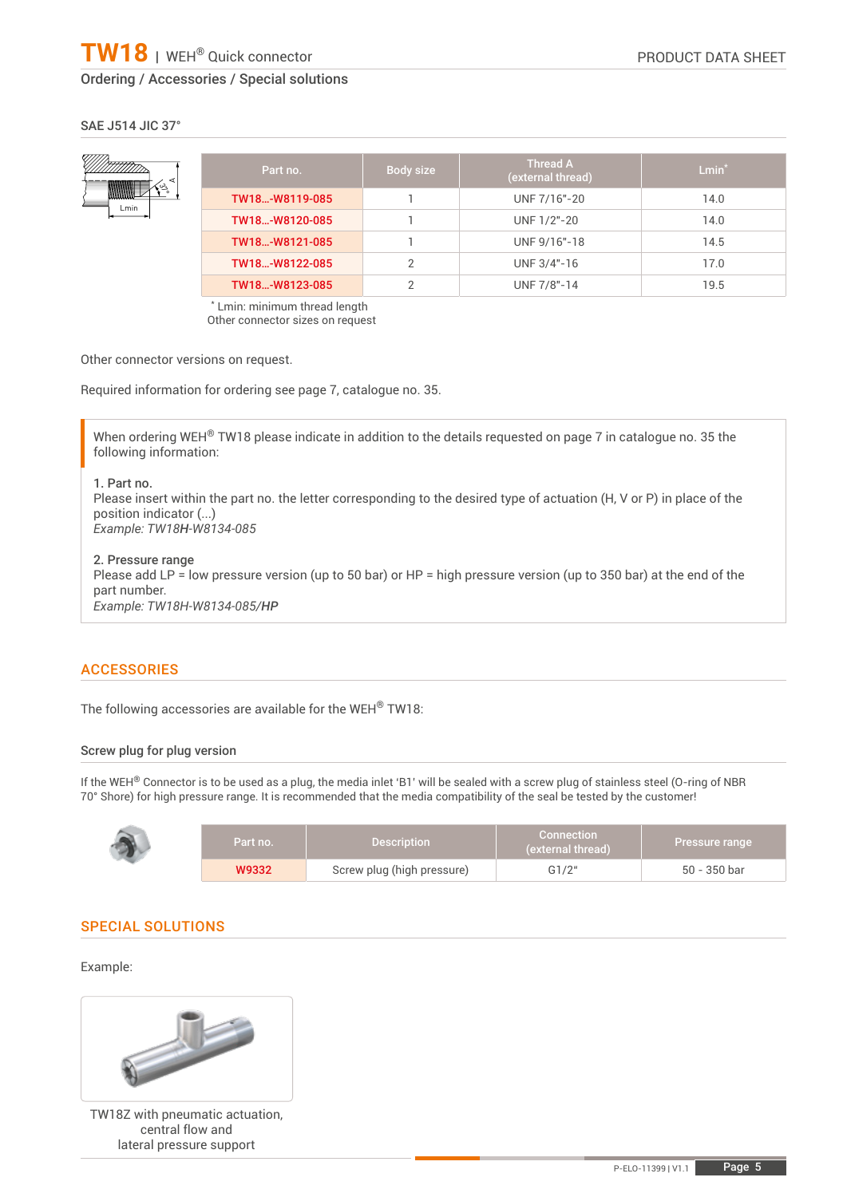## Ordering / Accessories / Special solutions

SAE J514 JIC 37°

| Part no. | Body size | Thread A (external thread) | Lmin* |
|---|---|---|---|
| TW18...-W8119-085 | 1 | UNF 7/16"-20 | 14.0 |
| TW18...-W8120-085 | 1 | UNF 1/2"-20 | 14.0 |
| TW18...-W8121-085 | 1 | UNF 9/16"-18 | 14.5 |
| TW18...-W8122-085 | 2 | UNF 3/4"-16 | 17.0 |
| TW18...-W8123-085 | 2 | UNF 7/8"-14 | 19.5 |

* Lmin: minimum thread length
Other connector sizes on request

Other connector versions on request.

Required information for ordering see page 7, catalogue no. 35.

When ordering WEH® TW18 please indicate in addition to the details requested on page 7 in catalogue no. 35 the following information:

1. Part no.
Please insert within the part no. the letter corresponding to the desired type of actuation (H, V or P) in place of the position indicator (...)
*Example: TW18**H**-W8134-085*

2. Pressure range
Please add LP = low pressure version (up to 50 bar) or HP = high pressure version (up to 350 bar) at the end of the part number.
*Example: TW18H-W8134-085/**HP***

## ACCESSORIES

The following accessories are available for the WEH® TW18:

### Screw plug for plug version

If the WEH® Connector is to be used as a plug, the media inlet 'B1' will be sealed with a screw plug of stainless steel (O-ring of NBR 70° Shore) for high pressure range. It is recommended that the media compatibility of the seal be tested by the customer!

| Part no. | Description | Connection (external thread) | Pressure range |
|---|---|---|---|
| W9332 | Screw plug (high pressure) | G1/2“ | 50 - 350 bar |

## SPECIAL SOLUTIONS

Example:

TW18Z with pneumatic actuation, central flow and lateral pressure support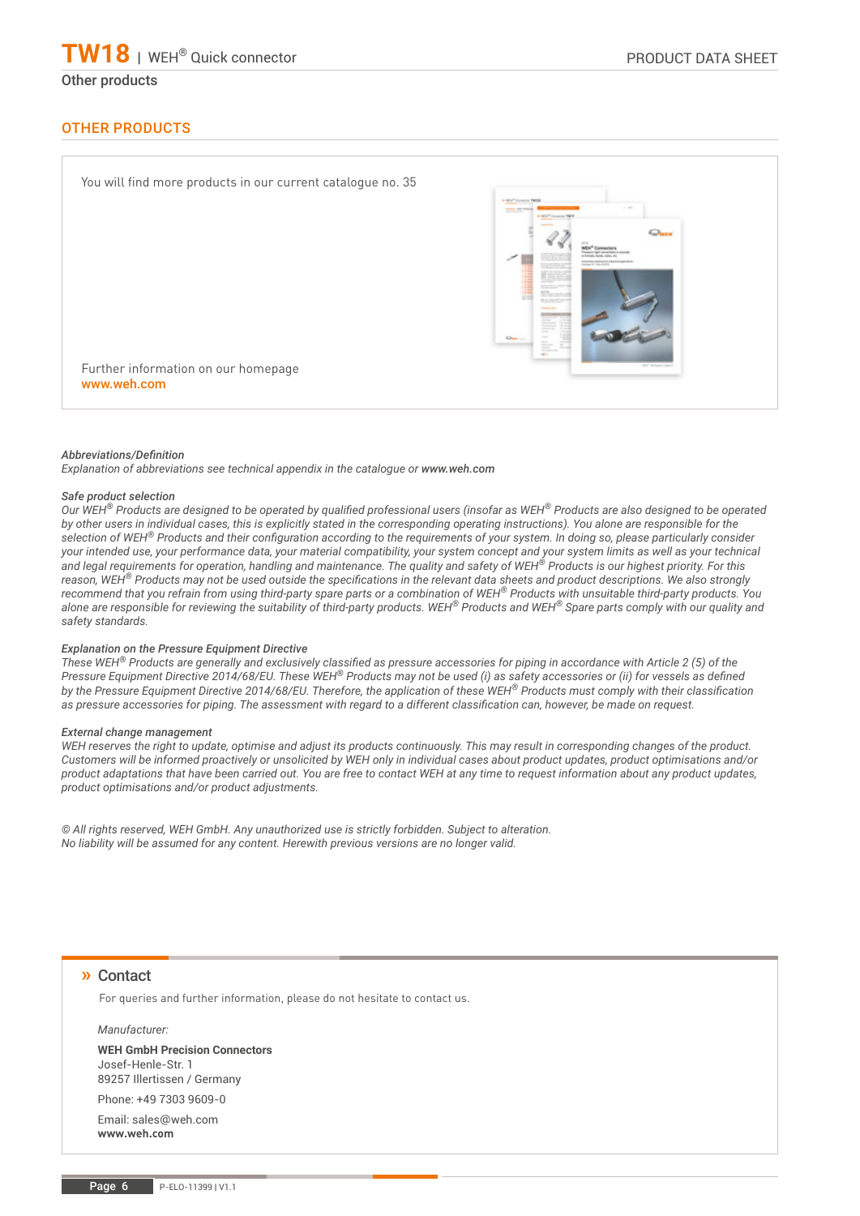Other products

## OTHER PRODUCTS

You will find more products in our current catalogue no. 35

Further information on our homepage
www.weh.com

***Abbreviations/Definition***
*Explanation of abbreviations see technical appendix in the catalogue or* ***www.weh.com***

***Safe product selection***
*Our WEH® Products are designed to be operated by qualified professional users (insofar as WEH® Products are also designed to be operated by other users in individual cases, this is explicitly stated in the corresponding operating instructions). You alone are responsible for the selection of WEH® Products and their configuration according to the requirements of your system. In doing so, please particularly consider your intended use, your performance data, your material compatibility, your system concept and your system limits as well as your technical and legal requirements for operation, handling and maintenance. The quality and safety of WEH® Products is our highest priority. For this reason, WEH® Products may not be used outside the specifications in the relevant data sheets and product descriptions. We also strongly recommend that you refrain from using third-party spare parts or a combination of WEH® Products with unsuitable third-party products. You alone are responsible for reviewing the suitability of third-party products. WEH® Products and WEH® Spare parts comply with our quality and safety standards.*

***Explanation on the Pressure Equipment Directive***
*These WEH® Products are generally and exclusively classified as pressure accessories for piping in accordance with Article 2 (5) of the Pressure Equipment Directive 2014/68/EU. These WEH® Products may not be used (i) as safety accessories or (ii) for vessels as defined by the Pressure Equipment Directive 2014/68/EU. Therefore, the application of these WEH® Products must comply with their classification as pressure accessories for piping. The assessment with regard to a different classification can, however, be made on request.*

***External change management***
*WEH reserves the right to update, optimise and adjust its products continuously. This may result in corresponding changes of the product. Customers will be informed proactively or unsolicited by WEH only in individual cases about product updates, product optimisations and/or product adaptations that have been carried out. You are free to contact WEH at any time to request information about any product updates, product optimisations and/or product adjustments.*

*© All rights reserved, WEH GmbH. Any unauthorized use is strictly forbidden. Subject to alteration.*
*No liability will be assumed for any content. Herewith previous versions are no longer valid.*

## » Contact

For queries and further information, please do not hesitate to contact us.

*Manufacturer:*

**WEH GmbH Precision Connectors**
Josef-Henle-Str. 1
89257 Illertissen / Germany

Phone: +49 7303 9609-0

Email: sales@weh.com
**www.weh.com**

P-ELO-11399 | V1.1